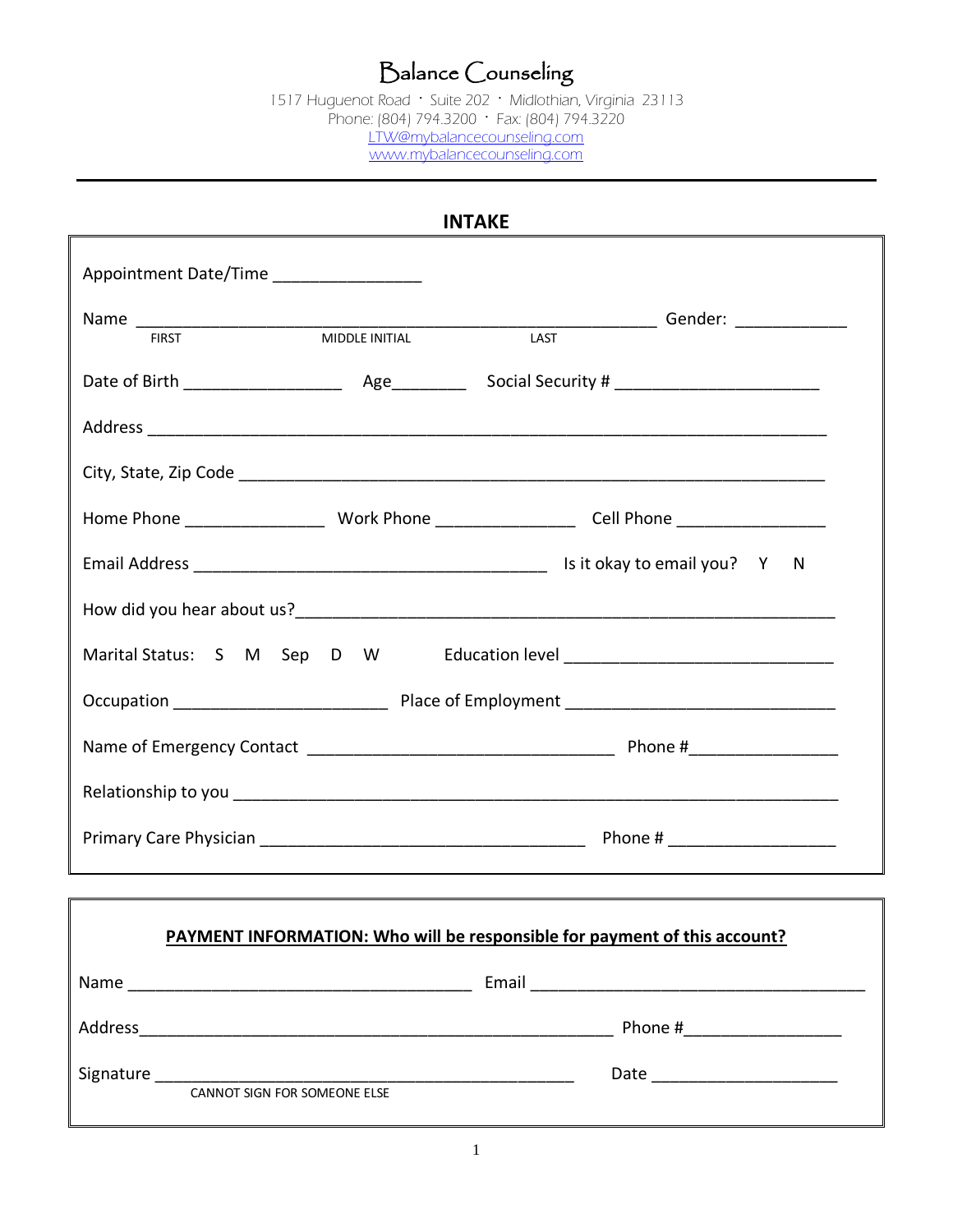# Balance Counseling

1517 Huguenot Road · Suite 202 · Midlothian, Virginia 23113
Phone: (804) 794.3200 · Fax: (804) 794.3220
LTW@mybalancecounseling.com
www.mybalancecounseling.com

---

## INTAKE

Appointment Date/Time ________________

Name ________________________________________________________ Gender: ____________
FIRST MIDDLE INITIAL LAST

Date of Birth _________________ Age________ Social Security # ______________________

Address ___________________________________________________________________________

City, State, Zip Code _________________________________________________________________

Home Phone _______________ Work Phone _______________ Cell Phone ________________

Email Address _______________________________________ Is it okay to email you? Y N

How did you hear about us?_______________________________________________________

Marital Status: S M Sep D W Education level ____________________________

Occupation ______________________ Place of Employment ____________________________

Name of Emergency Contact _________________________________ Phone #________________

Relationship to you ____________________________________________________________

Primary Care Physician ___________________________________ Phone # __________________

**PAYMENT INFORMATION: Who will be responsible for payment of this account?**

Name ______________________________________ Email _____________________________________

Address_____________________________________________________ Phone #_________________

Signature ______________________________________________ Date ____________________
CANNOT SIGN FOR SOMEONE ELSE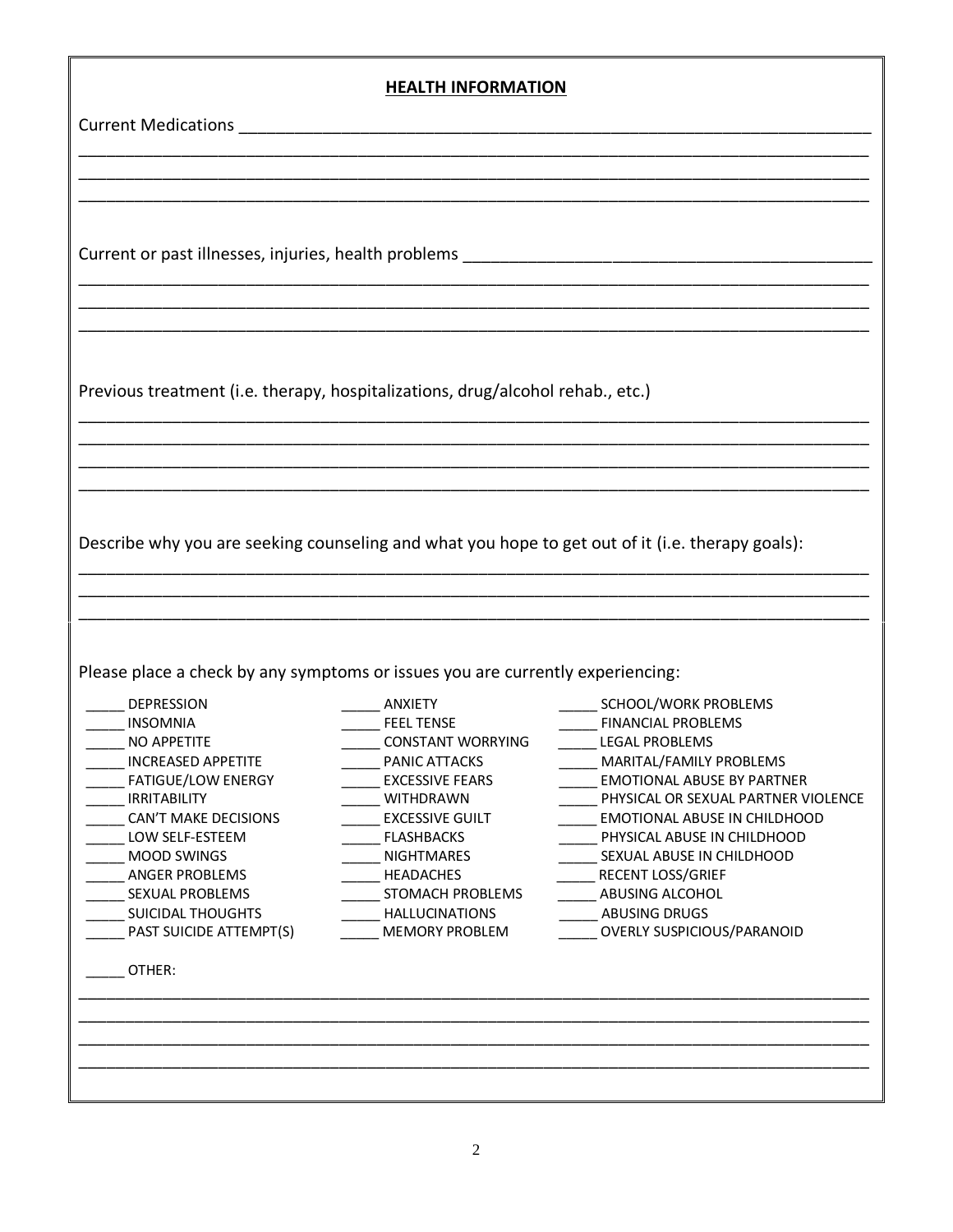## HEALTH INFORMATION

Current Medications ______________________________________________________________________

___________________________________________________________________________________________

___________________________________________________________________________________________

___________________________________________________________________________________________

Current or past illnesses, injuries, health problems _____________________________________________

___________________________________________________________________________________________

___________________________________________________________________________________________

___________________________________________________________________________________________

Previous treatment (i.e. therapy, hospitalizations, drug/alcohol rehab., etc.)

___________________________________________________________________________________________

___________________________________________________________________________________________

___________________________________________________________________________________________

___________________________________________________________________________________________

Describe why you are seeking counseling and what you hope to get out of it (i.e. therapy goals):

___________________________________________________________________________________________

___________________________________________________________________________________________

___________________________________________________________________________________________

Please place a check by any symptoms or issues you are currently experiencing:

_____ DEPRESSION
_____ INSOMNIA
_____ NO APPETITE
_____ INCREASED APPETITE
_____ FATIGUE/LOW ENERGY
_____ IRRITABILITY
_____ CAN'T MAKE DECISIONS
_____ LOW SELF-ESTEEM
_____ MOOD SWINGS
_____ ANGER PROBLEMS
_____ SEXUAL PROBLEMS
_____ SUICIDAL THOUGHTS
_____ PAST SUICIDE ATTEMPT(S)

_____ ANXIETY
_____ FEEL TENSE
_____ CONSTANT WORRYING
_____ PANIC ATTACKS
_____ EXCESSIVE FEARS
_____ WITHDRAWN
_____ EXCESSIVE GUILT
_____ FLASHBACKS
_____ NIGHTMARES
_____ HEADACHES
_____ STOMACH PROBLEMS
_____ HALLUCINATIONS
_____ MEMORY PROBLEM

_____ SCHOOL/WORK PROBLEMS
_____ FINANCIAL PROBLEMS
_____ LEGAL PROBLEMS
_____ MARITAL/FAMILY PROBLEMS
_____ EMOTIONAL ABUSE BY PARTNER
_____ PHYSICAL OR SEXUAL PARTNER VIOLENCE
_____ EMOTIONAL ABUSE IN CHILDHOOD
_____ PHYSICAL ABUSE IN CHILDHOOD
_____ SEXUAL ABUSE IN CHILDHOOD
_____ RECENT LOSS/GRIEF
_____ ABUSING ALCOHOL
_____ ABUSING DRUGS
_____ OVERLY SUSPICIOUS/PARANOID

_____ OTHER:

___________________________________________________________________________________________

___________________________________________________________________________________________

___________________________________________________________________________________________

___________________________________________________________________________________________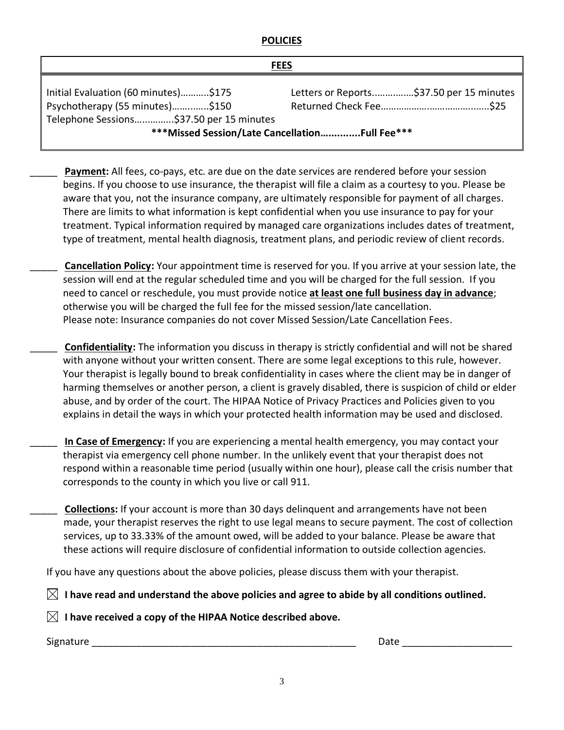## POLICIES

| FEES | |
|---|---|
| Initial Evaluation (60 minutes)………..$175 | Letters or Reports……………$37.50 per 15 minutes |
| Psychotherapy (55 minutes)…………..$150 | Returned Check Fee………………………………..…..$25 |
| Telephone Sessions……………$37.50 per 15 minutes | |
| **\*\*\*Missed Session/Late Cancellation…...........Full Fee\*\*\*** | |

_____ **Payment:** All fees, co-pays, etc. are due on the date services are rendered before your session begins. If you choose to use insurance, the therapist will file a claim as a courtesy to you. Please be aware that you, not the insurance company, are ultimately responsible for payment of all charges. There are limits to what information is kept confidential when you use insurance to pay for your treatment. Typical information required by managed care organizations includes dates of treatment, type of treatment, mental health diagnosis, treatment plans, and periodic review of client records.

_____ **Cancellation Policy:** Your appointment time is reserved for you. If you arrive at your session late, the session will end at the regular scheduled time and you will be charged for the full session. If you need to cancel or reschedule, you must provide notice **at least one full business day in advance**; otherwise you will be charged the full fee for the missed session/late cancellation. Please note: Insurance companies do not cover Missed Session/Late Cancellation Fees.

_____ **Confidentiality:** The information you discuss in therapy is strictly confidential and will not be shared with anyone without your written consent. There are some legal exceptions to this rule, however. Your therapist is legally bound to break confidentiality in cases where the client may be in danger of harming themselves or another person, a client is gravely disabled, there is suspicion of child or elder abuse, and by order of the court. The HIPAA Notice of Privacy Practices and Policies given to you explains in detail the ways in which your protected health information may be used and disclosed.

_____ **In Case of Emergency:** If you are experiencing a mental health emergency, you may contact your therapist via emergency cell phone number. In the unlikely event that your therapist does not respond within a reasonable time period (usually within one hour), please call the crisis number that corresponds to the county in which you live or call 911.

_____ **Collections:** If your account is more than 30 days delinquent and arrangements have not been made, your therapist reserves the right to use legal means to secure payment. The cost of collection services, up to 33.33% of the amount owed, will be added to your balance. Please be aware that these actions will require disclosure of confidential information to outside collection agencies.

If you have any questions about the above policies, please discuss them with your therapist.

☒ **I have read and understand the above policies and agree to abide by all conditions outlined.**

☒ **I have received a copy of the HIPAA Notice described above.**

Signature _______________________________________________ Date ___________________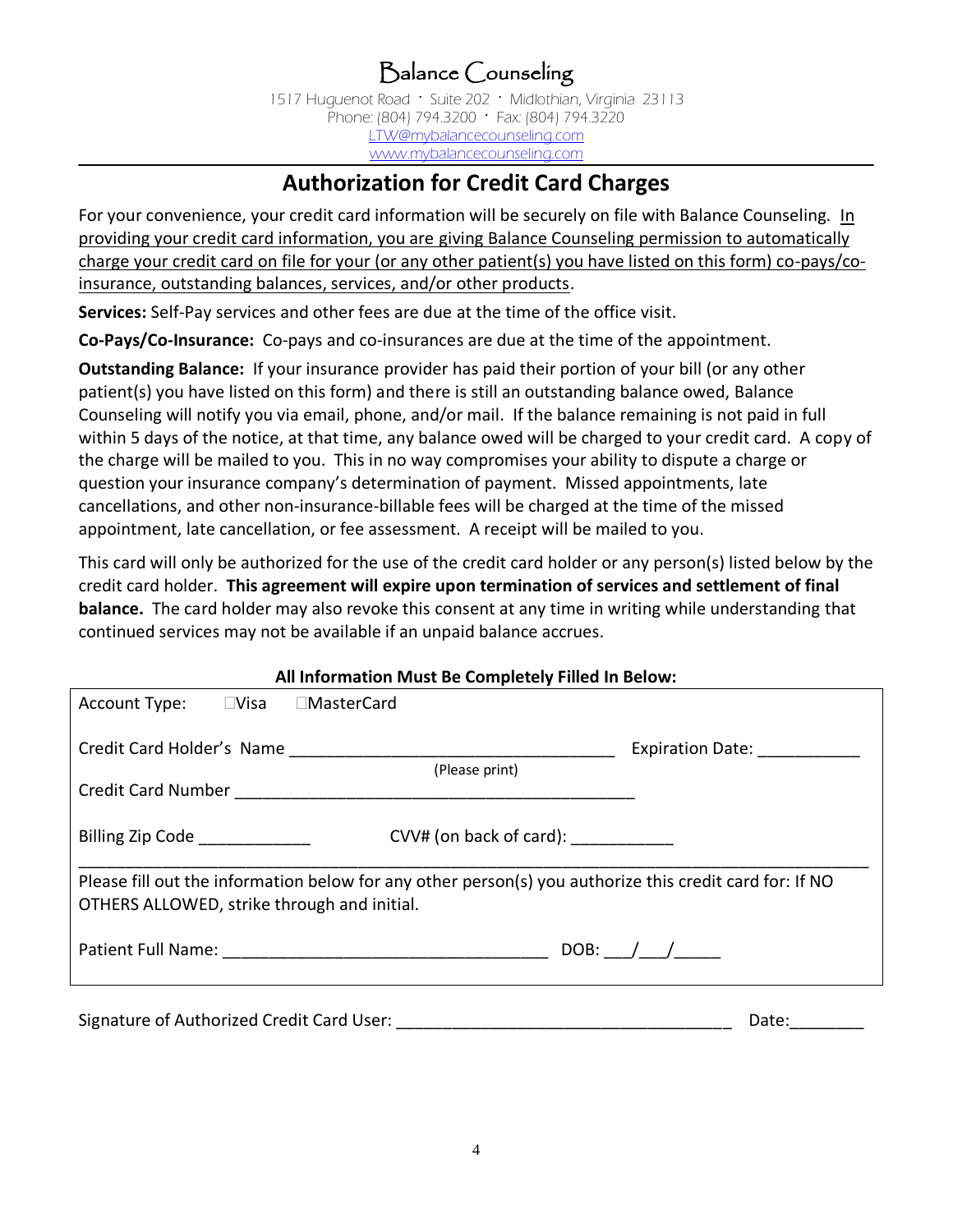# Balance Counseling

1517 Huguenot Road · Suite 202 · Midlothian, Virginia 23113
Phone: (804) 794.3200 · Fax: (804) 794.3220
LTW@mybalancecounseling.com
www.mybalancecounseling.com

## Authorization for Credit Card Charges

For your convenience, your credit card information will be securely on file with Balance Counseling. In providing your credit card information, you are giving Balance Counseling permission to automatically charge your credit card on file for your (or any other patient(s) you have listed on this form) co-pays/co-insurance, outstanding balances, services, and/or other products.

**Services:** Self-Pay services and other fees are due at the time of the office visit.

**Co-Pays/Co-Insurance:** Co-pays and co-insurances are due at the time of the appointment.

**Outstanding Balance:** If your insurance provider has paid their portion of your bill (or any other patient(s) you have listed on this form) and there is still an outstanding balance owed, Balance Counseling will notify you via email, phone, and/or mail. If the balance remaining is not paid in full within 5 days of the notice, at that time, any balance owed will be charged to your credit card. A copy of the charge will be mailed to you. This in no way compromises your ability to dispute a charge or question your insurance company's determination of payment. Missed appointments, late cancellations, and other non-insurance-billable fees will be charged at the time of the missed appointment, late cancellation, or fee assessment. A receipt will be mailed to you.

This card will only be authorized for the use of the credit card holder or any person(s) listed below by the credit card holder. **This agreement will expire upon termination of services and settlement of final balance.** The card holder may also revoke this consent at any time in writing while understanding that continued services may not be available if an unpaid balance accrues.

**All Information Must Be Completely Filled In Below:**

Account Type: ☐Visa ☐MasterCard

Credit Card Holder's Name ___________________________________ Expiration Date: ___________
(Please print)

Credit Card Number ____________________________________________

Billing Zip Code ____________ CVV# (on back of card): ___________

Please fill out the information below for any other person(s) you authorize this credit card for: If NO OTHERS ALLOWED, strike through and initial.

Patient Full Name: ___________________________________ DOB: ___/___/_____

Signature of Authorized Credit Card User: ____________________________________ Date:________